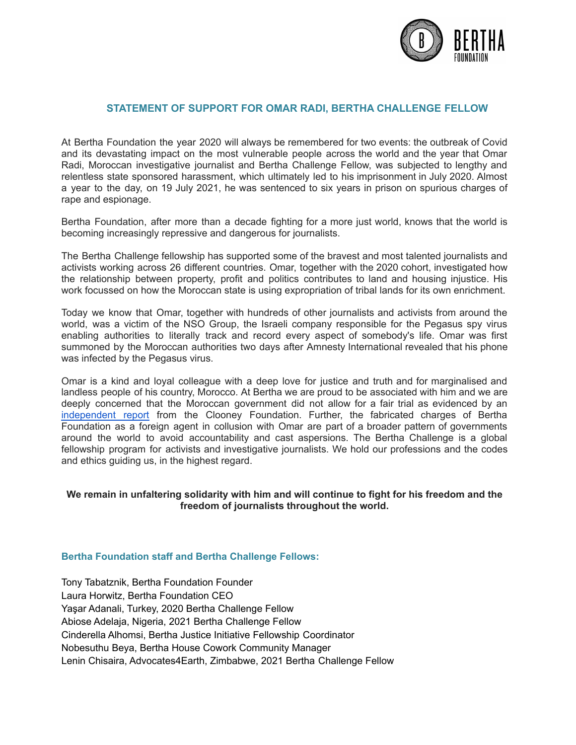## STATEMENT OF SUPPORT FOR OMAR RADI, BERTHA CHALLENGE FELLOW

At Bertha Foundation the year 2020 will always be remembered for two events: the outbreak of Covid and its devastating impact on the most vulnerable people across the world and the year that Omar Radi, Moroccan investigative journalist and Bertha Challenge Fellow, was subjected to lengthy and relentless state sponsored harassment, which ultimately led to his imprisonment in July 2020. Almost a year to the day, on 19 July 2021, he was sentenced to six years in prison on spurious charges of rape and espionage.

Bertha Foundation, after more than a decade fighting for a more just world, knows that the world is becoming increasingly repressive and dangerous for journalists.

The Bertha Challenge fellowship has supported some of the bravest and most talented journalists and activists working across 26 different countries. Omar, together with the 2020 cohort, investigated how the relationship between property, profit and politics contributes to land and housing injustice. His work focussed on how the Moroccan state is using expropriation of tribal lands for its own enrichment.

Today we know that Omar, together with hundreds of other journalists and activists from around the world, was a victim of the NSO Group, the Israeli company responsible for the Pegasus spy virus enabling authorities to literally track and record every aspect of somebody's life. Omar was first summoned by the Moroccan authorities two days after Amnesty International revealed that his phone was infected by the Pegasus virus.

Omar is a kind and loyal colleague with a deep love for justice and truth and for marginalised and landless people of his country, Morocco. At Bertha we are proud to be associated with him and we are deeply concerned that the Moroccan government did not allow for a fair trial as evidenced by an independent report from the Clooney Foundation. Further, the fabricated charges of Bertha Foundation as a foreign agent in collusion with Omar are part of a broader pattern of governments around the world to avoid accountability and cast aspersions. The Bertha Challenge is a global fellowship program for activists and investigative journalists. We hold our professions and the codes and ethics guiding us, in the highest regard.

**We remain in unfaltering solidarity with him and will continue to fight for his freedom and the freedom of journalists throughout the world.**

### Bertha Foundation staff and Bertha Challenge Fellows:

Tony Tabatznik, Bertha Foundation Founder
Laura Horwitz, Bertha Foundation CEO
Yaşar Adanali, Turkey, 2020 Bertha Challenge Fellow
Abiose Adelaja, Nigeria, 2021 Bertha Challenge Fellow
Cinderella Alhomsi, Bertha Justice Initiative Fellowship Coordinator
Nobesuthu Beya, Bertha House Cowork Community Manager
Lenin Chisaira, Advocates4Earth, Zimbabwe, 2021 Bertha Challenge Fellow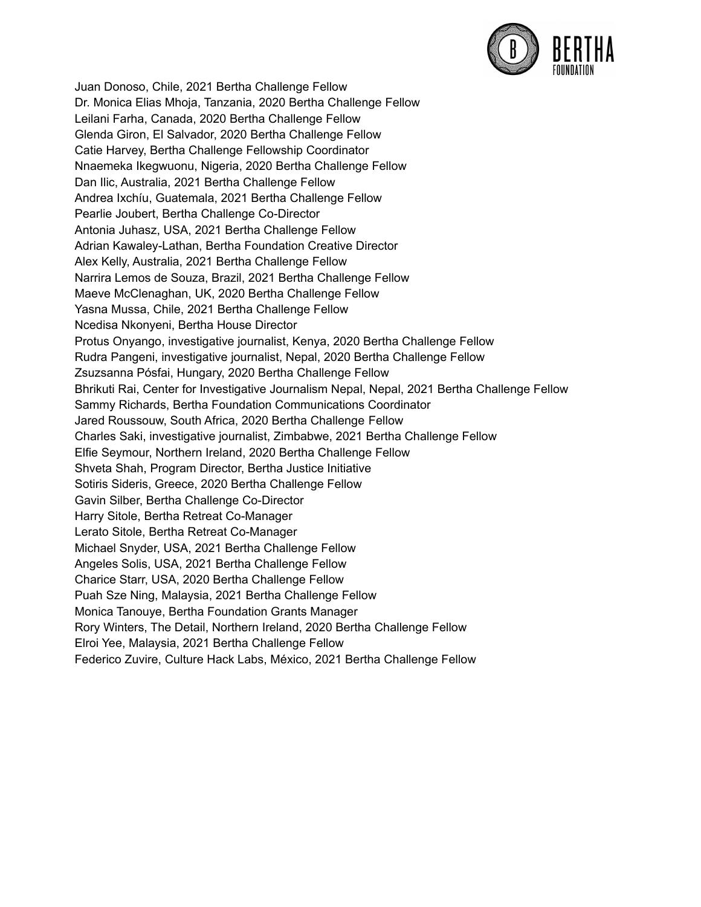Juan Donoso, Chile, 2021 Bertha Challenge Fellow
Dr. Monica Elias Mhoja, Tanzania, 2020 Bertha Challenge Fellow
Leilani Farha, Canada, 2020 Bertha Challenge Fellow
Glenda Giron, El Salvador, 2020 Bertha Challenge Fellow
Catie Harvey, Bertha Challenge Fellowship Coordinator
Nnaemeka Ikegwuonu, Nigeria, 2020 Bertha Challenge Fellow
Dan Ilic, Australia, 2021 Bertha Challenge Fellow
Andrea Ixchíu, Guatemala, 2021 Bertha Challenge Fellow
Pearlie Joubert, Bertha Challenge Co-Director
Antonia Juhasz, USA, 2021 Bertha Challenge Fellow
Adrian Kawaley-Lathan, Bertha Foundation Creative Director
Alex Kelly, Australia, 2021 Bertha Challenge Fellow
Narrira Lemos de Souza, Brazil, 2021 Bertha Challenge Fellow
Maeve McClenaghan, UK, 2020 Bertha Challenge Fellow
Yasna Mussa, Chile, 2021 Bertha Challenge Fellow
Ncedisa Nkonyeni, Bertha House Director
Protus Onyango, investigative journalist, Kenya, 2020 Bertha Challenge Fellow
Rudra Pangeni, investigative journalist, Nepal, 2020 Bertha Challenge Fellow
Zsuzsanna Pósfai, Hungary, 2020 Bertha Challenge Fellow
Bhrikuti Rai, Center for Investigative Journalism Nepal, Nepal, 2021 Bertha Challenge Fellow
Sammy Richards, Bertha Foundation Communications Coordinator
Jared Roussouw, South Africa, 2020 Bertha Challenge Fellow
Charles Saki, investigative journalist, Zimbabwe, 2021 Bertha Challenge Fellow
Elfie Seymour, Northern Ireland, 2020 Bertha Challenge Fellow
Shveta Shah, Program Director, Bertha Justice Initiative
Sotiris Sideris, Greece, 2020 Bertha Challenge Fellow
Gavin Silber, Bertha Challenge Co-Director
Harry Sitole, Bertha Retreat Co-Manager
Lerato Sitole, Bertha Retreat Co-Manager
Michael Snyder, USA, 2021 Bertha Challenge Fellow
Angeles Solis, USA, 2021 Bertha Challenge Fellow
Charice Starr, USA, 2020 Bertha Challenge Fellow
Puah Sze Ning, Malaysia, 2021 Bertha Challenge Fellow
Monica Tanouye, Bertha Foundation Grants Manager
Rory Winters, The Detail, Northern Ireland, 2020 Bertha Challenge Fellow
Elroi Yee, Malaysia, 2021 Bertha Challenge Fellow
Federico Zuvire, Culture Hack Labs, México, 2021 Bertha Challenge Fellow